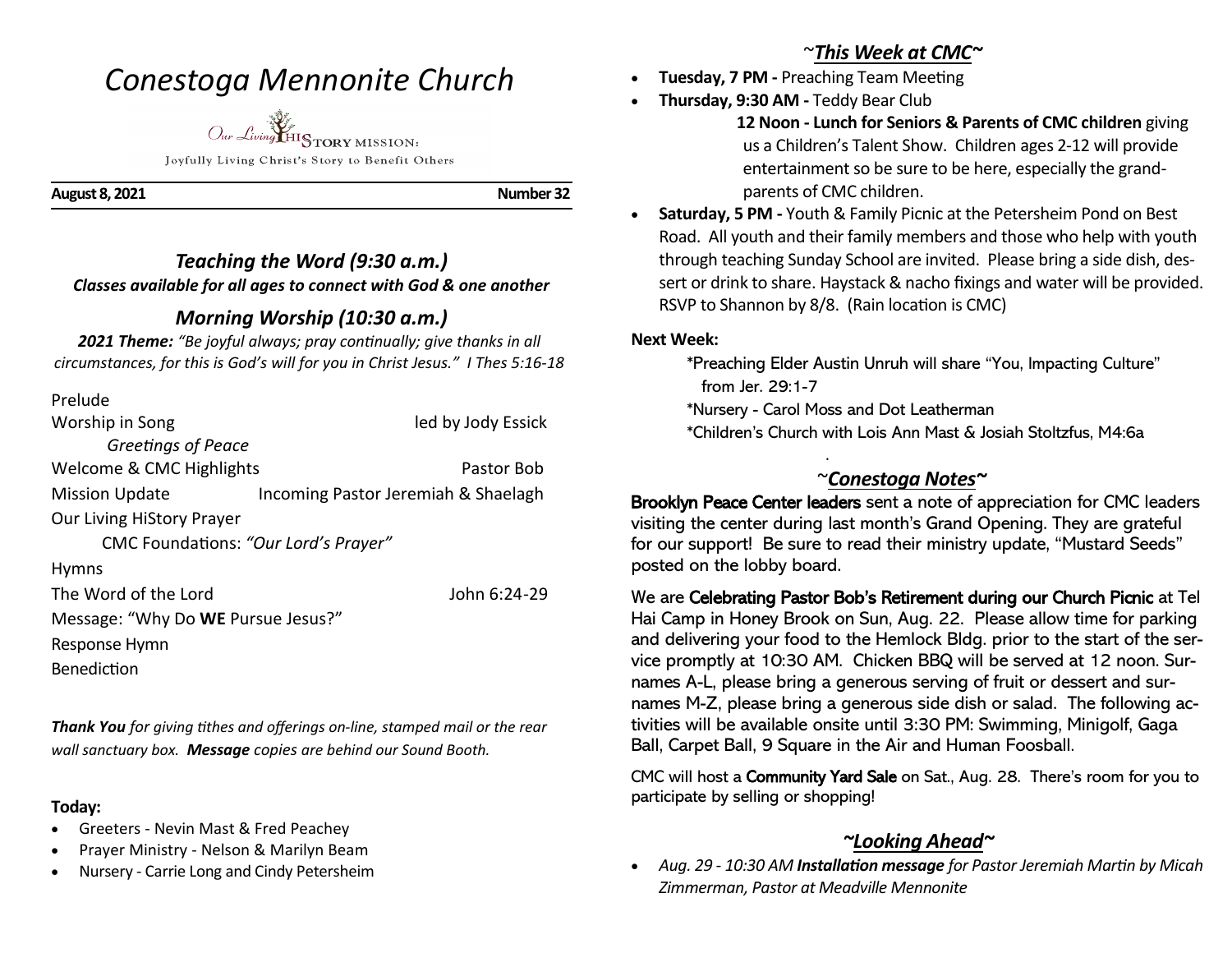# *Conestoga Mennonite Church*

Our Living HiSTORY MISSION:

Joyfully Living Christ's Story to Benefit Others

**August 8, 2021** **Number 32**

## *Teaching the Word (9:30 a.m.)*

***Classes available for all ages to connect with God & one another***

## *Morning Worship (10:30 a.m.)*

***2021 Theme:*** *"Be joyful always; pray continually; give thanks in all circumstances, for this is God's will for you in Christ Jesus." I Thes 5:16-18*

Prelude

Worship in Song — led by Jody Essick

*Greetings of Peace*

Welcome & CMC Highlights — Pastor Bob

Mission Update — Incoming Pastor Jeremiah & Shaelagh

Our Living HiStory Prayer

CMC Foundations: *"Our Lord's Prayer"*

Hymns

The Word of the Lord — John 6:24-29

Message: "Why Do **WE** Pursue Jesus?"

Response Hymn

Benediction

***Thank You*** *for giving tithes and offerings on-line, stamped mail or the rear wall sanctuary box.* ***Message*** *copies are behind our Sound Booth.*

**Today:**

- Greeters - Nevin Mast & Fred Peachey
- Prayer Ministry - Nelson & Marilyn Beam
- Nursery - Carrie Long and Cindy Petersheim

## ~*This Week at CMC*~

- **Tuesday, 7 PM -** Preaching Team Meeting
- **Thursday, 9:30 AM -** Teddy Bear Club

  **12 Noon - Lunch for Seniors & Parents of CMC children** giving us a Children's Talent Show. Children ages 2-12 will provide entertainment so be sure to be here, especially the grand-parents of CMC children.
- **Saturday, 5 PM -** Youth & Family Picnic at the Petersheim Pond on Best Road. All youth and their family members and those who help with youth through teaching Sunday School are invited. Please bring a side dish, dessert or drink to share. Haystack & nacho fixings and water will be provided. RSVP to Shannon by 8/8. (Rain location is CMC)

**Next Week:**

*Preaching Elder Austin Unruh will share "You, Impacting Culture" from Jer. 29:1-7

*Nursery - Carol Moss and Dot Leatherman

*Children's Church with Lois Ann Mast & Josiah Stoltzfus, M4:6a

## ~*Conestoga Notes*~

**Brooklyn Peace Center leaders** sent a note of appreciation for CMC leaders visiting the center during last month's Grand Opening. They are grateful for our support! Be sure to read their ministry update, "Mustard Seeds" posted on the lobby board.

We are **Celebrating Pastor Bob's Retirement during our Church Picnic** at Tel Hai Camp in Honey Brook on Sun, Aug. 22. Please allow time for parking and delivering your food to the Hemlock Bldg. prior to the start of the service promptly at 10:30 AM. Chicken BBQ will be served at 12 noon. Surnames A-L, please bring a generous serving of fruit or dessert and surnames M-Z, please bring a generous side dish or salad. The following activities will be available onsite until 3:30 PM: Swimming, Minigolf, Gaga Ball, Carpet Ball, 9 Square in the Air and Human Foosball.

CMC will host a **Community Yard Sale** on Sat., Aug. 28. There's room for you to participate by selling or shopping!

## ~*Looking Ahead*~

- *Aug. 29 - 10:30 AM* ***Installation message*** *for Pastor Jeremiah Martin by Micah Zimmerman, Pastor at Meadville Mennonite*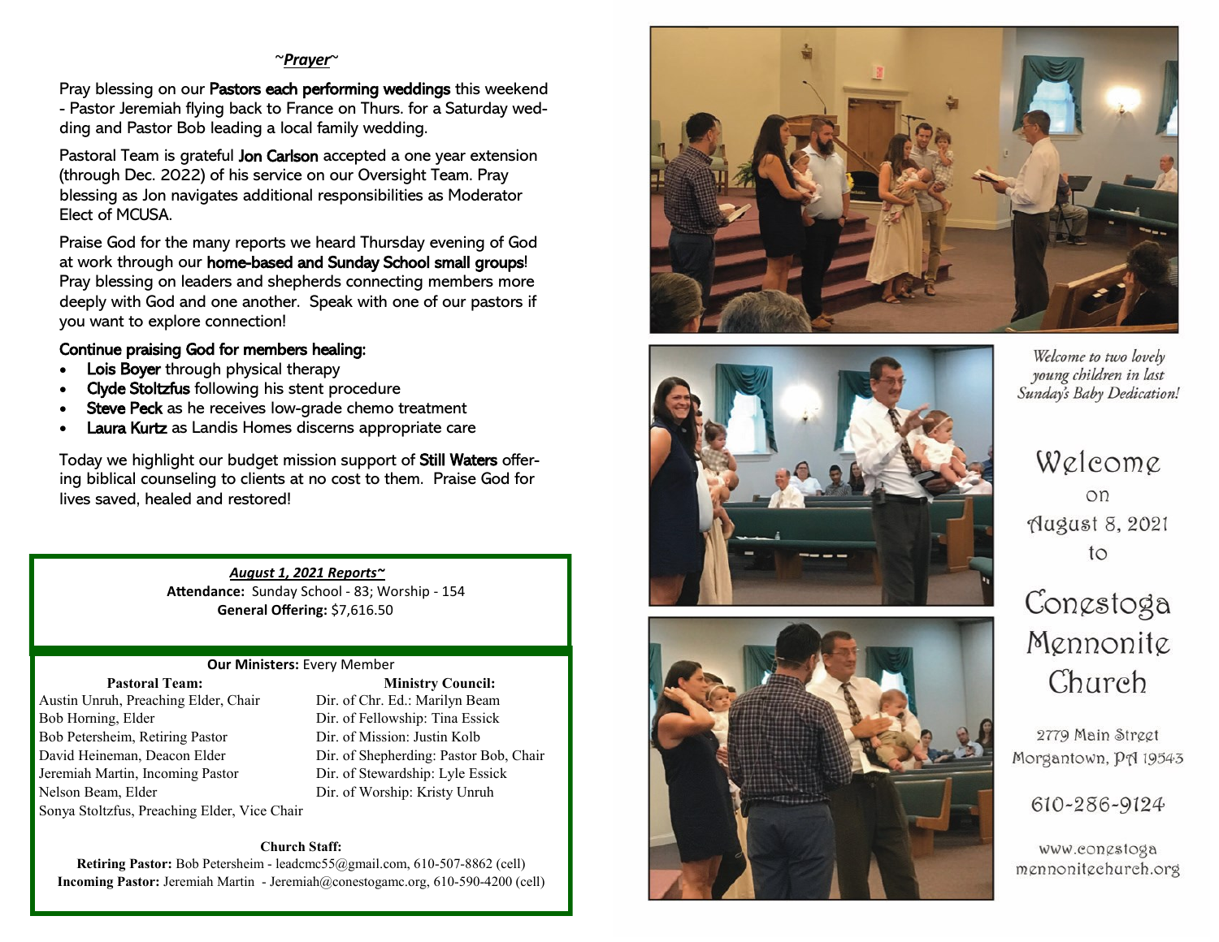### ~*Prayer*~

Pray blessing on our **Pastors each performing weddings** this weekend - Pastor Jeremiah flying back to France on Thurs. for a Saturday wedding and Pastor Bob leading a local family wedding.

Pastoral Team is grateful **Jon Carlson** accepted a one year extension (through Dec. 2022) of his service on our Oversight Team. Pray blessing as Jon navigates additional responsibilities as Moderator Elect of MCUSA.

Praise God for the many reports we heard Thursday evening of God at work through our **home-based and Sunday School small groups**! Pray blessing on leaders and shepherds connecting members more deeply with God and one another. Speak with one of our pastors if you want to explore connection!

**Continue praising God for members healing:**

- **Lois Boyer** through physical therapy
- **Clyde Stoltzfus** following his stent procedure
- **Steve Peck** as he receives low-grade chemo treatment
- **Laura Kurtz** as Landis Homes discerns appropriate care

Today we highlight our budget mission support of **Still Waters** offering biblical counseling to clients at no cost to them. Praise God for lives saved, healed and restored!

***August 1, 2021 Reports~***

**Attendance:** Sunday School - 83; Worship - 154

**General Offering:** $7,616.50

**Our Ministers:** Every Member

**Pastoral Team:**

Austin Unruh, Preaching Elder, Chair
Bob Horning, Elder
Bob Petersheim, Retiring Pastor
David Heineman, Deacon Elder
Jeremiah Martin, Incoming Pastor
Nelson Beam, Elder
Sonya Stoltzfus, Preaching Elder, Vice Chair

**Ministry Council:**

Dir. of Chr. Ed.: Marilyn Beam
Dir. of Fellowship: Tina Essick
Dir. of Mission: Justin Kolb
Dir. of Shepherding: Pastor Bob, Chair
Dir. of Stewardship: Lyle Essick
Dir. of Worship: Kristy Unruh

**Church Staff:**

**Retiring Pastor:** Bob Petersheim - leadcmc55@gmail.com, 610-507-8862 (cell)
**Incoming Pastor:** Jeremiah Martin - Jeremiah@conestogamc.org, 610-590-4200 (cell)

*Welcome to two lovely young children in last Sunday's Baby Dedication!*

# Welcome on August 8, 2021 to Conestoga Mennonite Church

2779 Main Street
Morgantown, PA 19543

610-286-9124

www.conestogamennonitechurch.org